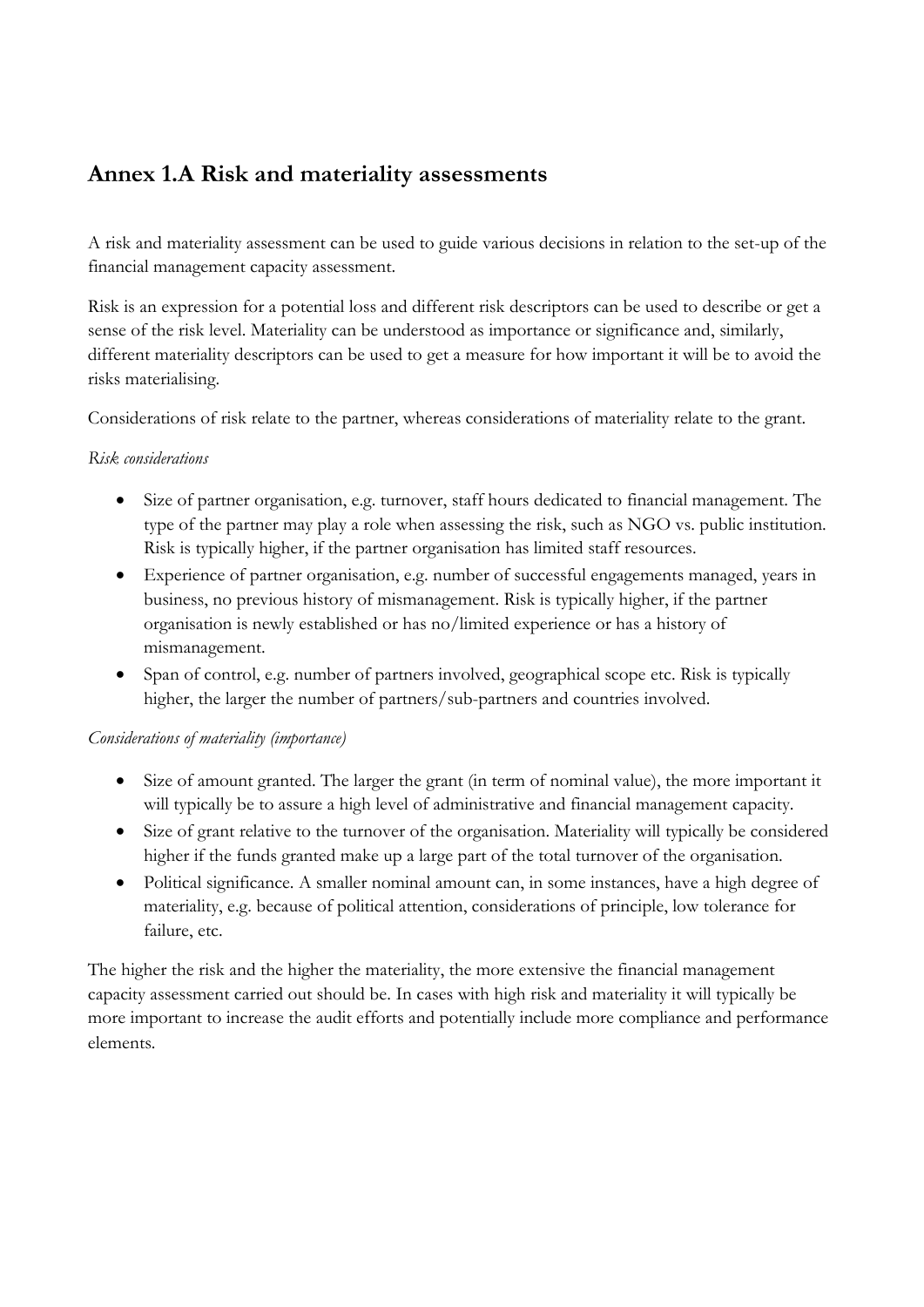## Annex 1.A Risk and materiality assessments

A risk and materiality assessment can be used to guide various decisions in relation to the set-up of the financial management capacity assessment.

Risk is an expression for a potential loss and different risk descriptors can be used to describe or get a sense of the risk level. Materiality can be understood as importance or significance and, similarly, different materiality descriptors can be used to get a measure for how important it will be to avoid the risks materialising.

Considerations of risk relate to the partner, whereas considerations of materiality relate to the grant.

*Risk considerations*

- Size of partner organisation, e.g. turnover, staff hours dedicated to financial management. The type of the partner may play a role when assessing the risk, such as NGO vs. public institution. Risk is typically higher, if the partner organisation has limited staff resources.
- Experience of partner organisation, e.g. number of successful engagements managed, years in business, no previous history of mismanagement. Risk is typically higher, if the partner organisation is newly established or has no/limited experience or has a history of mismanagement.
- Span of control, e.g. number of partners involved, geographical scope etc. Risk is typically higher, the larger the number of partners/sub-partners and countries involved.

*Considerations of materiality (importance)*

- Size of amount granted. The larger the grant (in term of nominal value), the more important it will typically be to assure a high level of administrative and financial management capacity.
- Size of grant relative to the turnover of the organisation. Materiality will typically be considered higher if the funds granted make up a large part of the total turnover of the organisation.
- Political significance. A smaller nominal amount can, in some instances, have a high degree of materiality, e.g. because of political attention, considerations of principle, low tolerance for failure, etc.

The higher the risk and the higher the materiality, the more extensive the financial management capacity assessment carried out should be. In cases with high risk and materiality it will typically be more important to increase the audit efforts and potentially include more compliance and performance elements.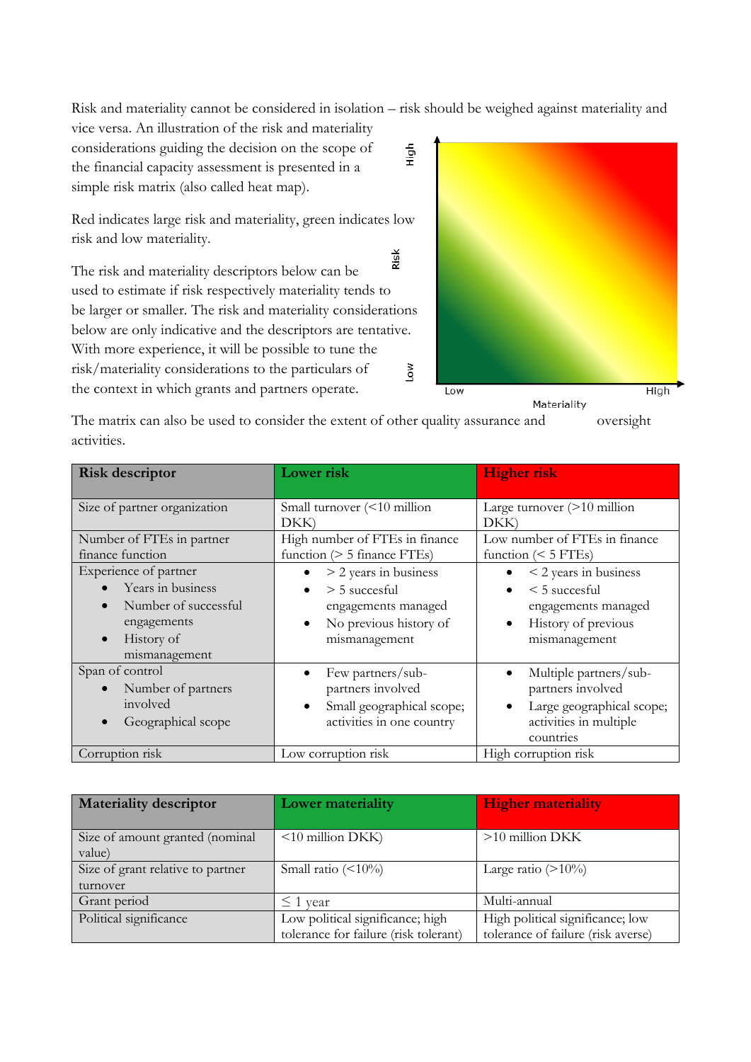Risk and materiality cannot be considered in isolation – risk should be weighed against materiality and vice versa. An illustration of the risk and materiality considerations guiding the decision on the scope of the financial capacity assessment is presented in a simple risk matrix (also called heat map).

Red indicates large risk and materiality, green indicates low risk and low materiality.

The risk and materiality descriptors below can be used to estimate if risk respectively materiality tends to be larger or smaller. The risk and materiality considerations below are only indicative and the descriptors are tentative. With more experience, it will be possible to tune the risk/materiality considerations to the particulars of the context in which grants and partners operate.

High

Risk

Low

Low

High

Materiality

The matrix can also be used to consider the extent of other quality assurance and oversight activities.

| Risk descriptor | Lower risk | Higher risk |
|---|---|---|
| Size of partner organization | Small turnover (<10 million DKK) | Large turnover (>10 million DKK) |
| Number of FTEs in partner finance function | High number of FTEs in finance function (> 5 finance FTEs) | Low number of FTEs in finance function (< 5 FTEs) |
| Experience of partner<br>• Years in business<br>• Number of successful engagements<br>• History of mismanagement | • > 2 years in business<br>• > 5 successful engagements managed<br>• No previous history of mismanagement | • < 2 years in business<br>• < 5 successful engagements managed<br>• History of previous mismanagement |
| Span of control<br>• Number of partners involved<br>• Geographical scope | • Few partners/sub-partners involved<br>• Small geographical scope; activities in one country | • Multiple partners/sub-partners involved<br>• Large geographical scope; activities in multiple countries |
| Corruption risk | Low corruption risk | High corruption risk |

| Materiality descriptor | Lower materiality | Higher materiality |
|---|---|---|
| Size of amount granted (nominal value) | <10 million DKK) | >10 million DKK |
| Size of grant relative to partner turnover | Small ratio (<10%) | Large ratio (>10%) |
| Grant period | ≤ 1 year | Multi-annual |
| Political significance | Low political significance; high tolerance for failure (risk tolerant) | High political significance; low tolerance of failure (risk averse) |